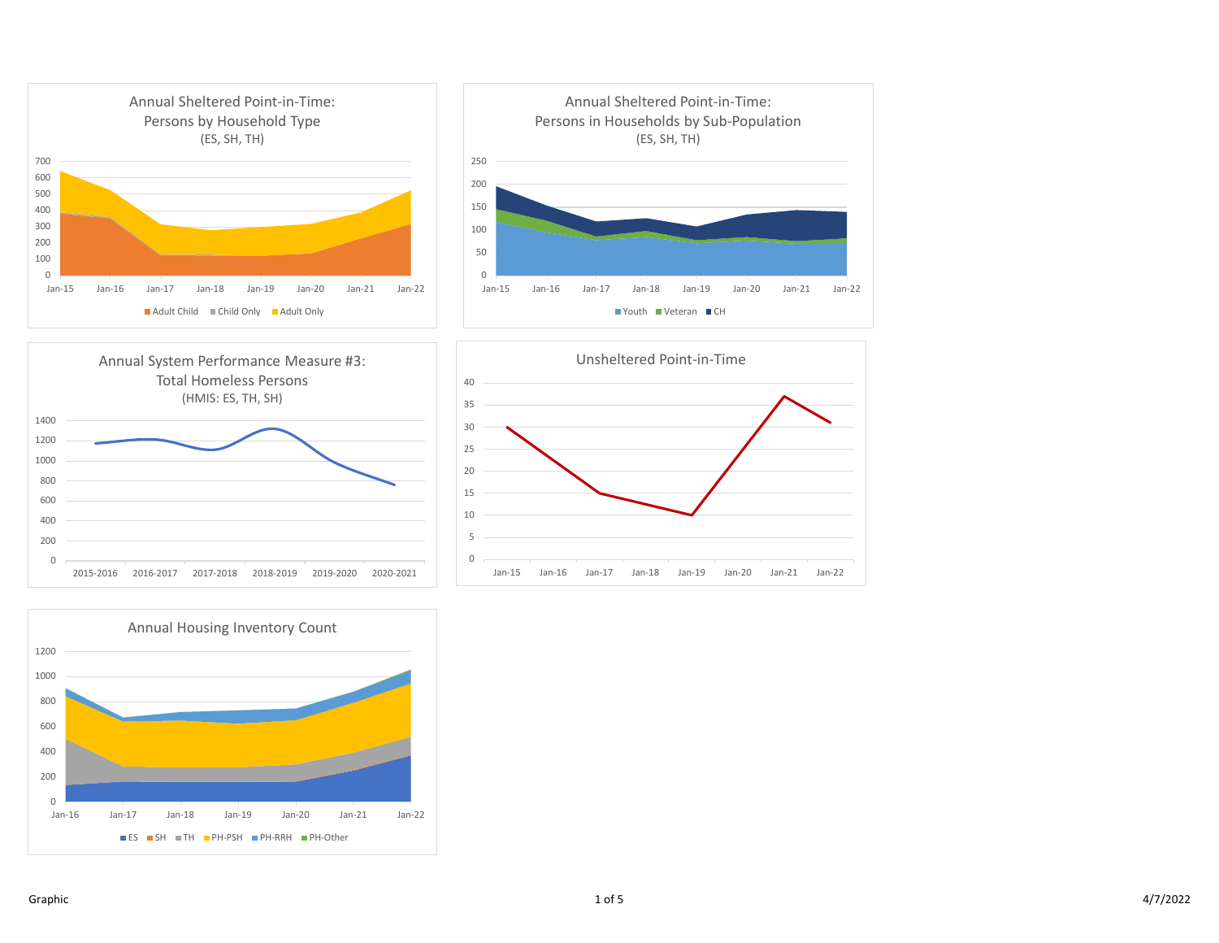## Annual Sheltered Point-in-Time: Persons by Household Type
(ES, SH, TH)

700
600
500
400
300
200
100
0

Jan-15 Jan-16 Jan-17 Jan-18 Jan-19 Jan-20 Jan-21 Jan-22

Adult Child | Child Only | Adult Only

## Annual Sheltered Point-in-Time: Persons in Households by Sub-Population
(ES, SH, TH)

250
200
150
100
50
0

Jan-15 Jan-16 Jan-17 Jan-18 Jan-19 Jan-20 Jan-21 Jan-22

Youth | Veteran | CH

## Annual System Performance Measure #3: Total Homeless Persons
(HMIS: ES, TH, SH)

1400
1200
1000
800
600
400
200
0

2015-2016 2016-2017 2017-2018 2018-2019 2019-2020 2020-2021

## Unsheltered Point-in-Time

40
35
30
25
20
15
10
5
0

Jan-15 Jan-16 Jan-17 Jan-18 Jan-19 Jan-20 Jan-21 Jan-22

## Annual Housing Inventory Count

1200
1000
800
600
400
200
0

Jan-16 Jan-17 Jan-18 Jan-19 Jan-20 Jan-21 Jan-22

ES | SH | TH | PH-PSH | PH-RRH | PH-Other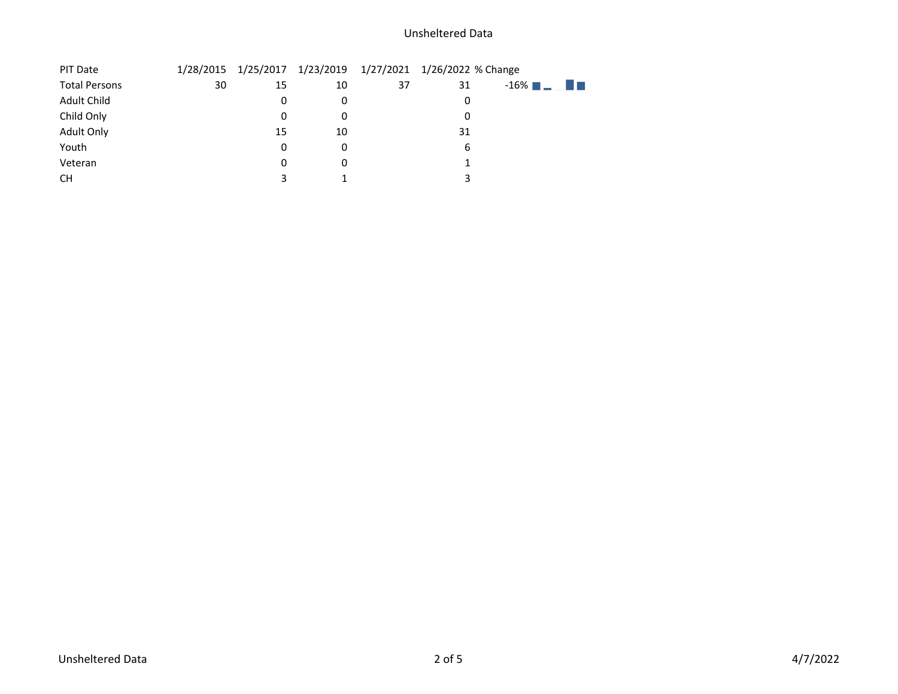# Unsheltered Data

| PIT Date | 1/28/2015 | 1/25/2017 | 1/23/2019 | 1/27/2021 | 1/26/2022 | % Change |
|---|---|---|---|---|---|---|
| Total Persons | 30 | 15 | 10 | 37 | 31 | -16% |
| Adult Child | | 0 | 0 | | 0 | |
| Child Only | | 0 | 0 | | 0 | |
| Adult Only | | 15 | 10 | | 31 | |
| Youth | | 0 | 0 | | 6 | |
| Veteran | | 0 | 0 | | 1 | |
| CH | | 3 | 1 | | 3 | |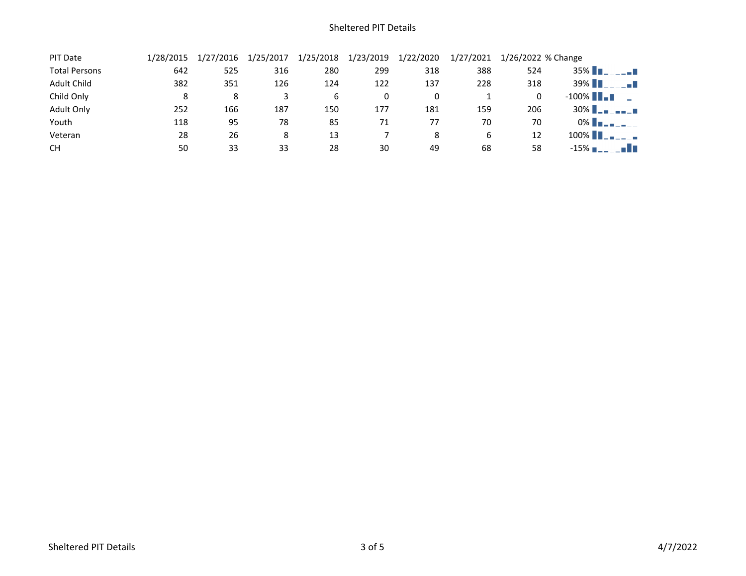# Sheltered PIT Details

| PIT Date | 1/28/2015 | 1/27/2016 | 1/25/2017 | 1/25/2018 | 1/23/2019 | 1/22/2020 | 1/27/2021 | 1/26/2022 | % Change |
|---|---|---|---|---|---|---|---|---|---|
| Total Persons | 642 | 525 | 316 | 280 | 299 | 318 | 388 | 524 | 35% |
| Adult Child | 382 | 351 | 126 | 124 | 122 | 137 | 228 | 318 | 39% |
| Child Only | 8 | 8 | 3 | 6 | 0 | 0 | 1 | 0 | -100% |
| Adult Only | 252 | 166 | 187 | 150 | 177 | 181 | 159 | 206 | 30% |
| Youth | 118 | 95 | 78 | 85 | 71 | 77 | 70 | 70 | 0% |
| Veteran | 28 | 26 | 8 | 13 | 7 | 8 | 6 | 12 | 100% |
| CH | 50 | 33 | 33 | 28 | 30 | 49 | 68 | 58 | -15% |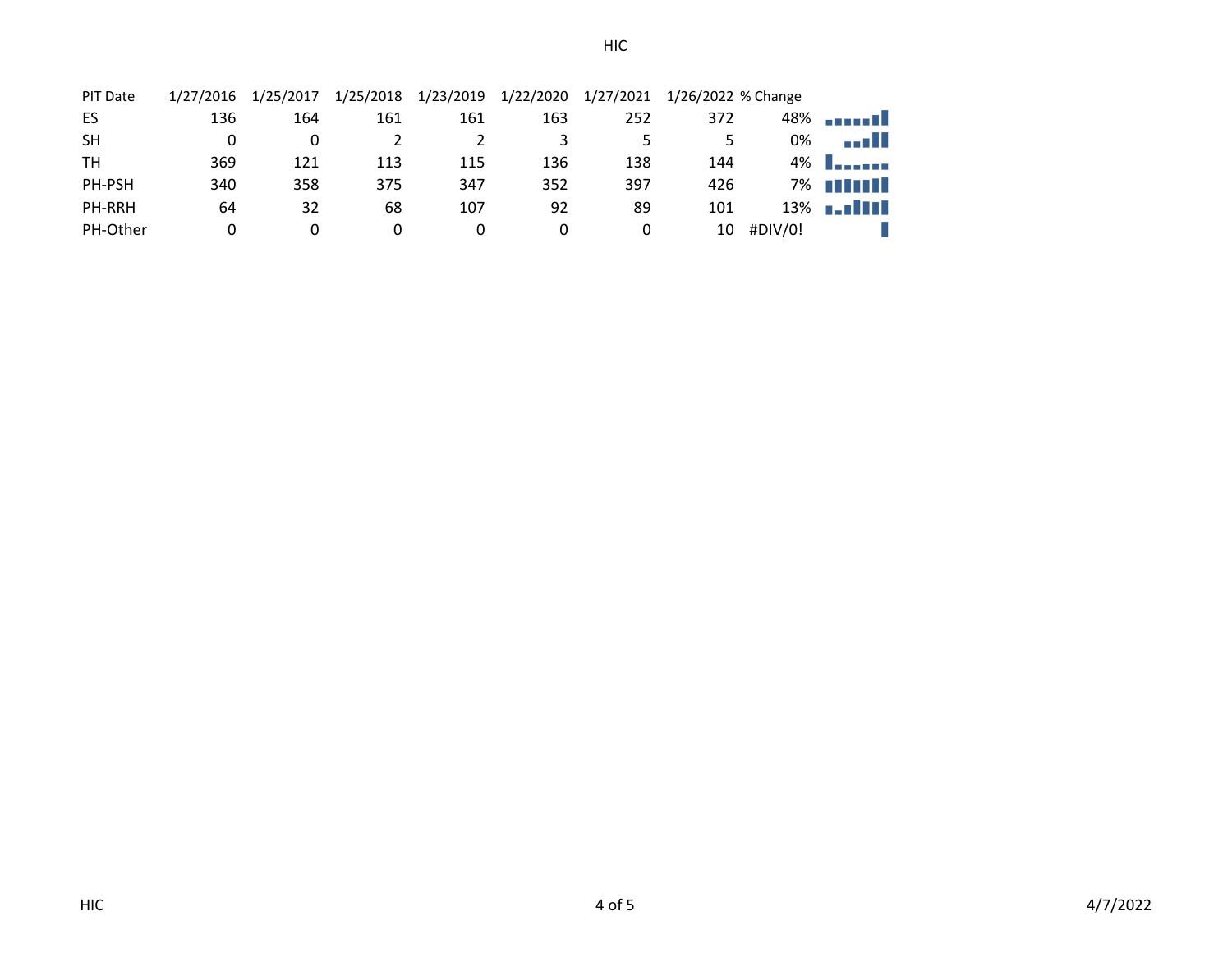# HIC

| PIT Date | 1/27/2016 | 1/25/2017 | 1/25/2018 | 1/23/2019 | 1/22/2020 | 1/27/2021 | 1/26/2022 | % Change |
|---|---|---|---|---|---|---|---|---|
| ES | 136 | 164 | 161 | 161 | 163 | 252 | 372 | 48% |
| SH | 0 | 0 | 2 | 2 | 3 | 5 | 5 | 0% |
| TH | 369 | 121 | 113 | 115 | 136 | 138 | 144 | 4% |
| PH-PSH | 340 | 358 | 375 | 347 | 352 | 397 | 426 | 7% |
| PH-RRH | 64 | 32 | 68 | 107 | 92 | 89 | 101 | 13% |
| PH-Other | 0 | 0 | 0 | 0 | 0 | 0 | 10 | #DIV/0! |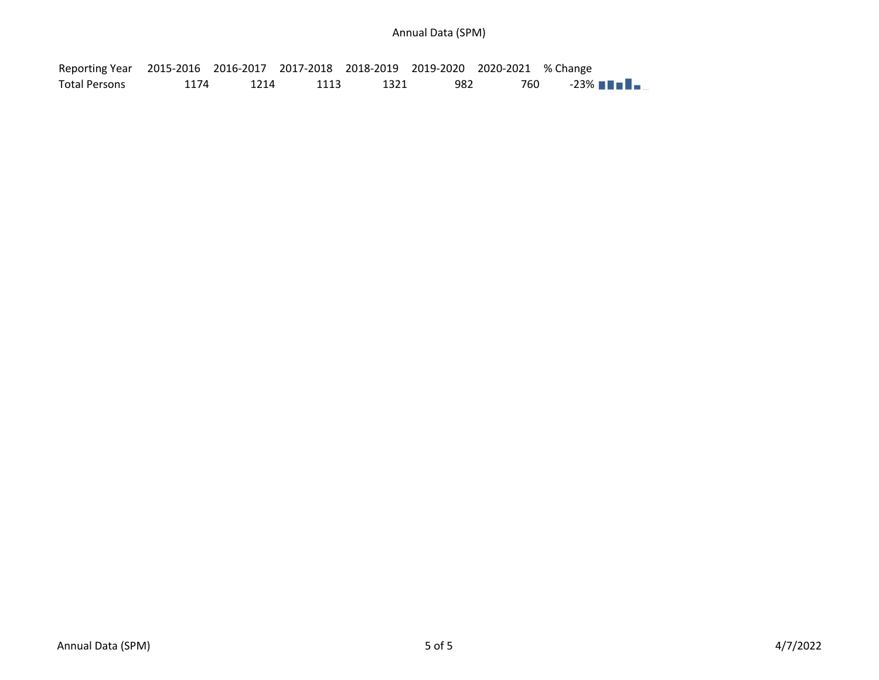Annual Data (SPM)

| Reporting Year | 2015-2016 | 2016-2017 | 2017-2018 | 2018-2019 | 2019-2020 | 2020-2021 | % Change |
|---|---|---|---|---|---|---|---|
| Total Persons | 1174 | 1214 | 1113 | 1321 | 982 | 760 | -23% |